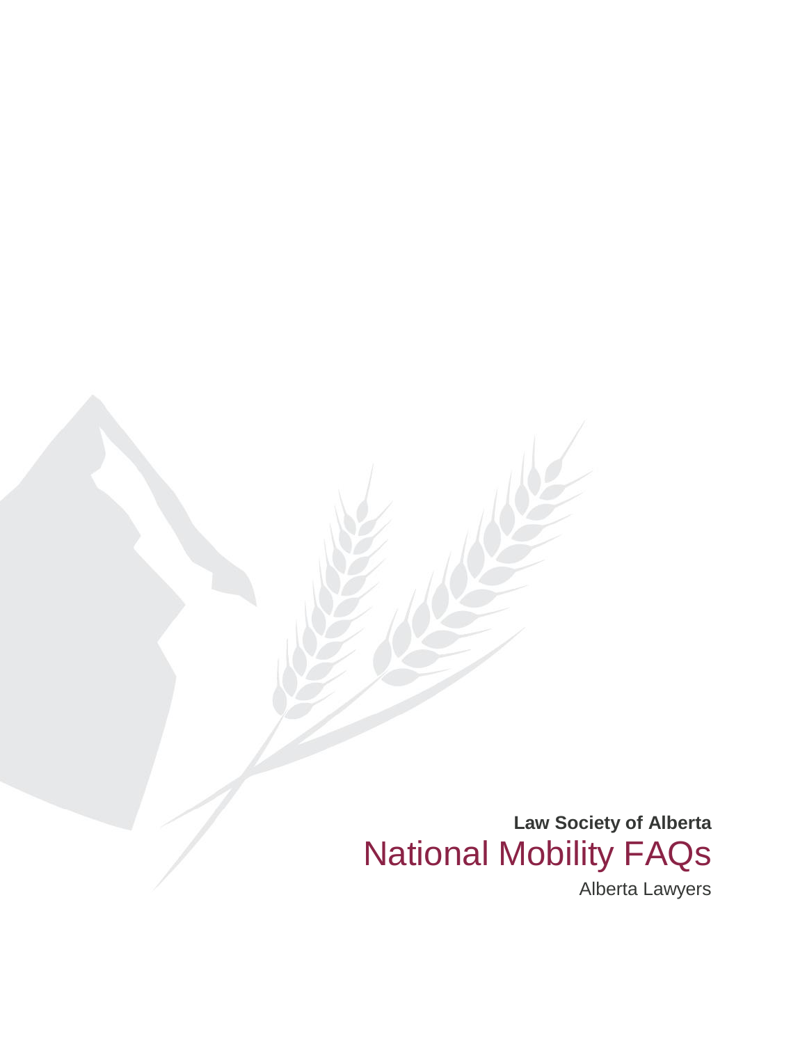**Law Society of Alberta**

# National Mobility FAQs

Alberta Lawyers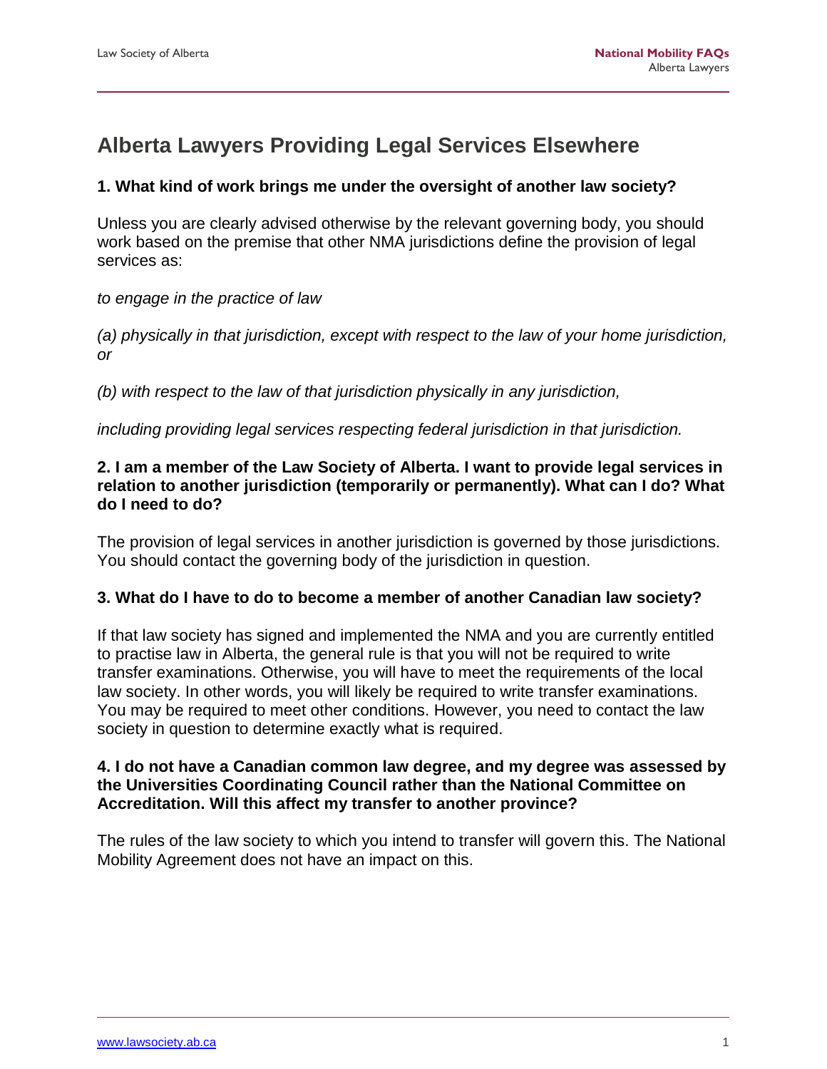# Alberta Lawyers Providing Legal Services Elsewhere

### 1. What kind of work brings me under the oversight of another law society?

Unless you are clearly advised otherwise by the relevant governing body, you should work based on the premise that other NMA jurisdictions define the provision of legal services as:

*to engage in the practice of law*

*(a) physically in that jurisdiction, except with respect to the law of your home jurisdiction, or*

*(b) with respect to the law of that jurisdiction physically in any jurisdiction,*

*including providing legal services respecting federal jurisdiction in that jurisdiction.*

### 2. I am a member of the Law Society of Alberta. I want to provide legal services in relation to another jurisdiction (temporarily or permanently). What can I do? What do I need to do?

The provision of legal services in another jurisdiction is governed by those jurisdictions. You should contact the governing body of the jurisdiction in question.

### 3. What do I have to do to become a member of another Canadian law society?

If that law society has signed and implemented the NMA and you are currently entitled to practise law in Alberta, the general rule is that you will not be required to write transfer examinations. Otherwise, you will have to meet the requirements of the local law society. In other words, you will likely be required to write transfer examinations. You may be required to meet other conditions. However, you need to contact the law society in question to determine exactly what is required.

### 4. I do not have a Canadian common law degree, and my degree was assessed by the Universities Coordinating Council rather than the National Committee on Accreditation. Will this affect my transfer to another province?

The rules of the law society to which you intend to transfer will govern this. The National Mobility Agreement does not have an impact on this.